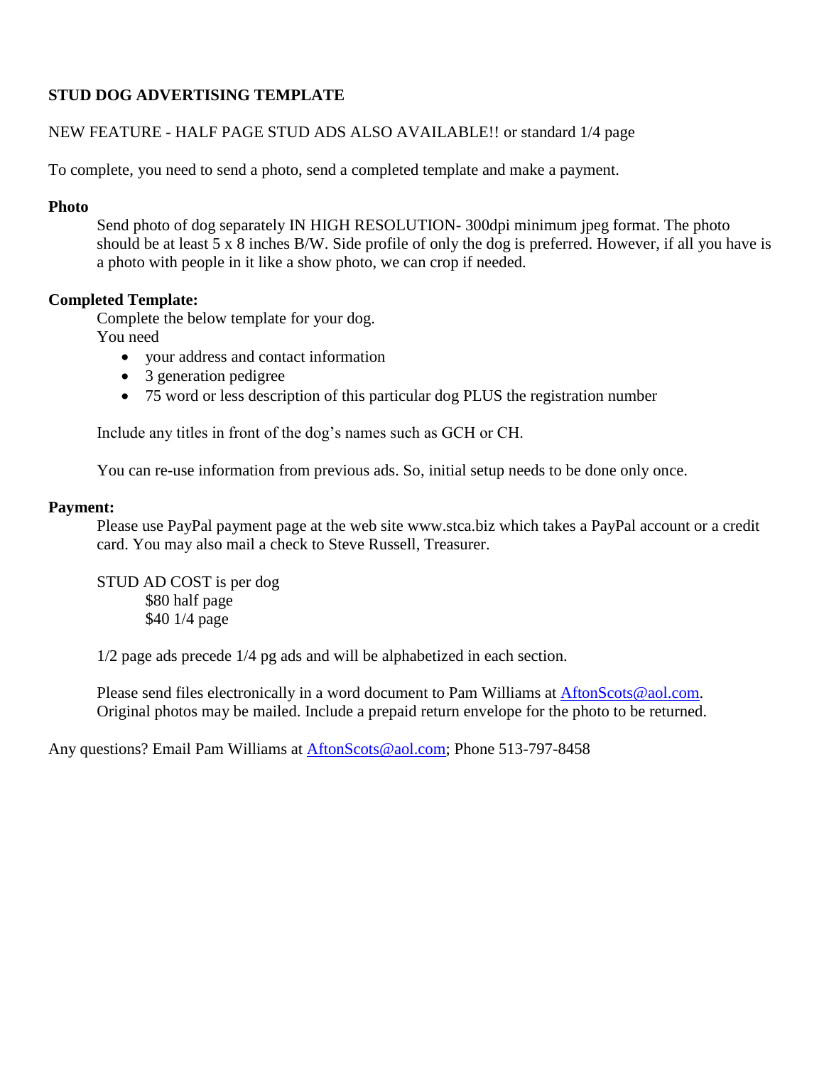**STUD DOG ADVERTISING TEMPLATE**

NEW FEATURE - HALF PAGE STUD ADS ALSO AVAILABLE!! or standard 1/4 page

To complete, you need to send a photo, send a completed template and make a payment.

**Photo**

Send photo of dog separately IN HIGH RESOLUTION- 300dpi minimum jpeg format. The photo should be at least 5 x 8 inches B/W. Side profile of only the dog is preferred. However, if all you have is a photo with people in it like a show photo, we can crop if needed.

**Completed Template:**

Complete the below template for your dog.
You need

- your address and contact information
- 3 generation pedigree
- 75 word or less description of this particular dog PLUS the registration number

Include any titles in front of the dog's names such as GCH or CH.

You can re-use information from previous ads. So, initial setup needs to be done only once.

**Payment:**

Please use PayPal payment page at the web site www.stca.biz which takes a PayPal account or a credit card. You may also mail a check to Steve Russell, Treasurer.

STUD AD COST is per dog
$80 half page
$40 1/4 page

1/2 page ads precede 1/4 pg ads and will be alphabetized in each section.

Please send files electronically in a word document to Pam Williams at AftonScots@aol.com.
Original photos may be mailed. Include a prepaid return envelope for the photo to be returned.

Any questions? Email Pam Williams at AftonScots@aol.com; Phone 513-797-8458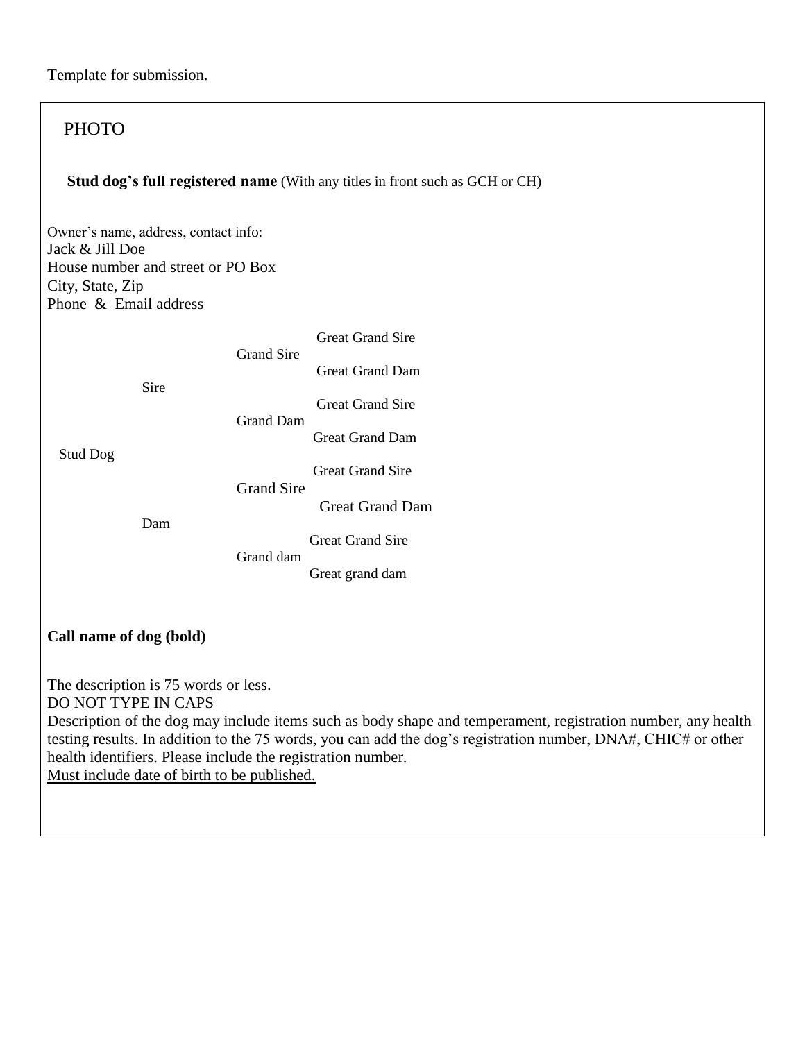Template for submission.

PHOTO

**Stud dog's full registered name** (With any titles in front such as GCH or CH)

Owner's name, address, contact info:
Jack & Jill Doe
House number and street or PO Box
City, State, Zip
Phone & Email address

| | | | Great Grand Sire |
|---|---|---|---|
| | | Grand Sire | |
| | | | Great Grand Dam |
| | Sire | | |
| | | | Great Grand Sire |
| | | Grand Dam | |
| | | | Great Grand Dam |
| Stud Dog | | | |
| | | | Great Grand Sire |
| | | Grand Sire | |
| | | | Great Grand Dam |
| | Dam | | |
| | | | Great Grand Sire |
| | | Grand dam | |
| | | | Great grand dam |

**Call name of dog (bold)**

The description is 75 words or less.
DO NOT TYPE IN CAPS
Description of the dog may include items such as body shape and temperament, registration number, any health testing results. In addition to the 75 words, you can add the dog's registration number, DNA#, CHIC# or other health identifiers. Please include the registration number.
Must include date of birth to be published.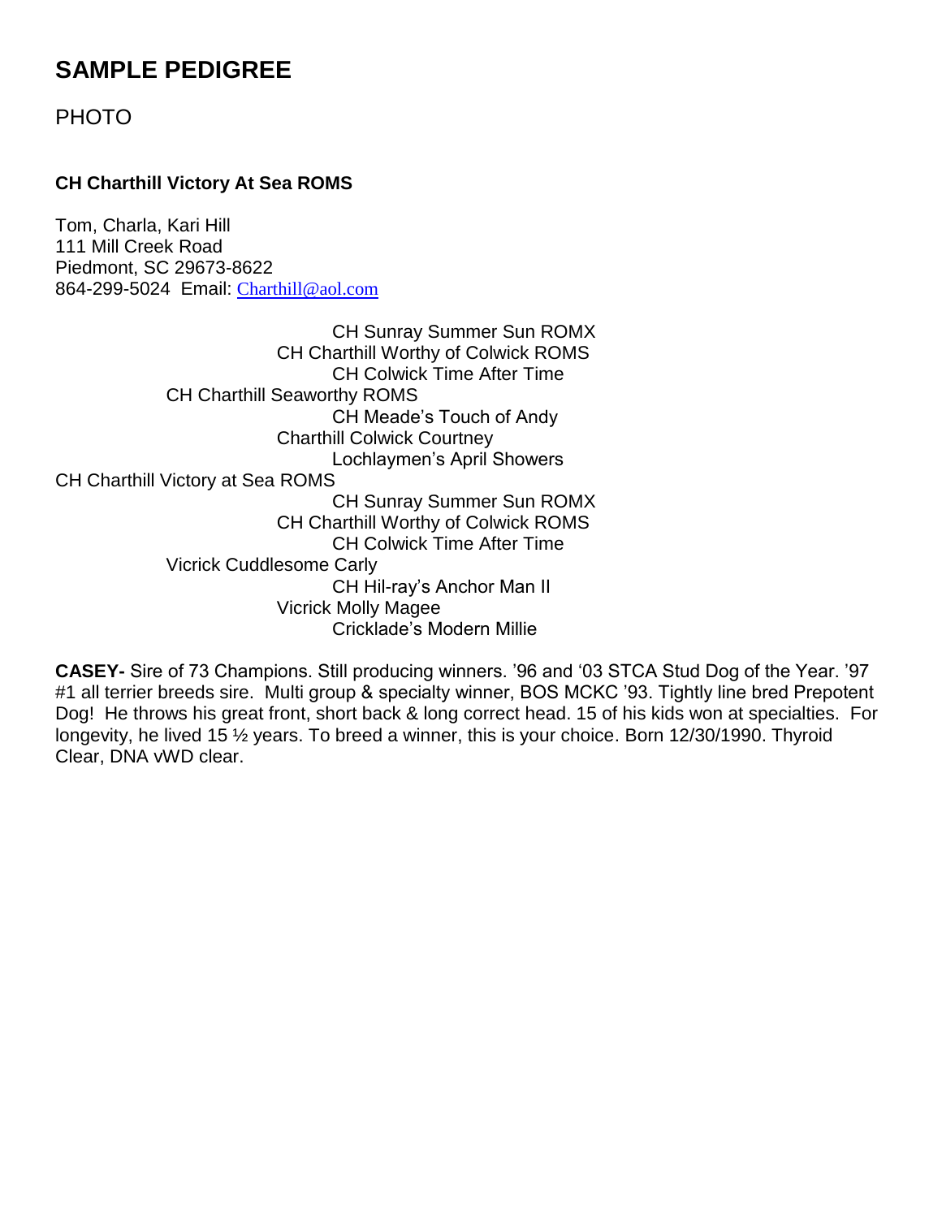# SAMPLE PEDIGREE

PHOTO

**CH Charthill Victory At Sea ROMS**

Tom, Charla, Kari Hill
111 Mill Creek Road
Piedmont, SC 29673-8622
864-299-5024 Email: Charthill@aol.com

| | | |
|---|---|---|
| | | CH Sunray Summer Sun ROMX |
| | CH Charthill Worthy of Colwick ROMS | |
| | | CH Colwick Time After Time |
| CH Charthill Seaworthy ROMS | | |
| | | CH Meade's Touch of Andy |
| | Charthill Colwick Courtney | |
| | | Lochlaymen's April Showers |
| CH Charthill Victory at Sea ROMS | | |
| | | CH Sunray Summer Sun ROMX |
| | CH Charthill Worthy of Colwick ROMS | |
| | | CH Colwick Time After Time |
| Vicrick Cuddlesome Carly | | |
| | | CH Hil-ray's Anchor Man II |
| | Vicrick Molly Magee | |
| | | Cricklade's Modern Millie |

**CASEY-** Sire of 73 Champions. Still producing winners. '96 and '03 STCA Stud Dog of the Year. '97 #1 all terrier breeds sire. Multi group & specialty winner, BOS MCKC '93. Tightly line bred Prepotent Dog! He throws his great front, short back & long correct head. 15 of his kids won at specialties. For longevity, he lived 15 ½ years. To breed a winner, this is your choice. Born 12/30/1990. Thyroid Clear, DNA vWD clear.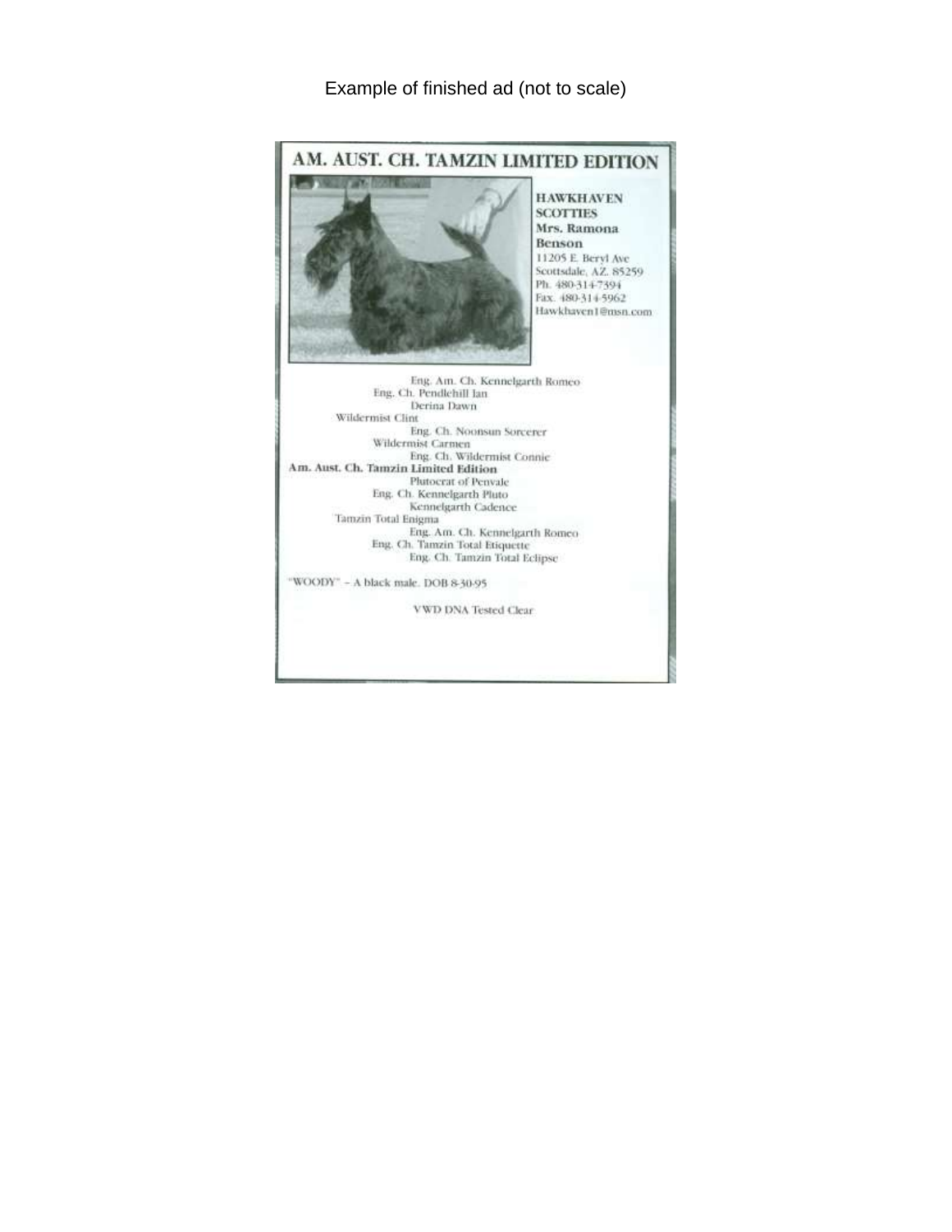Example of finished ad (not to scale)

# AM. AUST. CH. TAMZIN LIMITED EDITION

**HAWKHAVEN SCOTTIES**
**Mrs. Ramona Benson**
11205 E. Beryl Ave
Scottsdale, AZ. 85259
Ph. 480-314-7394
Fax. 480-314-5962
Hawkhaven1@msn.com

Eng. Am. Ch. Kennelgarth Romeo
Eng. Ch. Pendlehill Ian
Derina Dawn
Wildermist Clint
Eng. Ch. Noonsun Sorcerer
Wildermist Carmen
Eng. Ch. Wildermist Connie
**Am. Aust. Ch. Tamzin Limited Edition**
Plutocrat of Penvale
Eng. Ch. Kennelgarth Pluto
Kennelgarth Cadence
Tamzin Total Enigma
Eng. Am. Ch. Kennelgarth Romeo
Eng. Ch. Tamzin Total Etiquette
Eng. Ch. Tamzin Total Eclipse

"WOODY" – A black male. DOB 8-30-95

VWD DNA Tested Clear